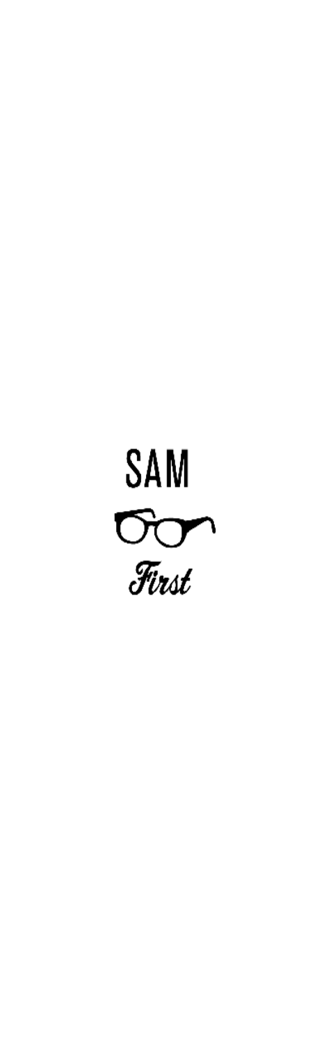SAM

*First*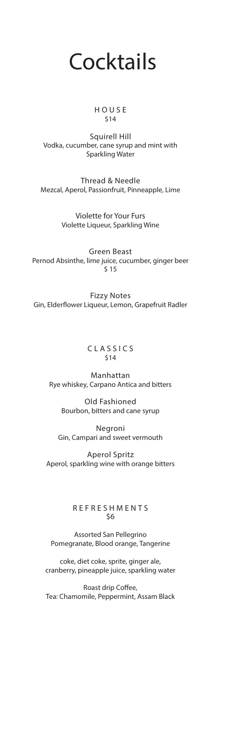# Cocktails

## HOUSE
$14

Squirell Hill
Vodka, cucumber, cane syrup and mint with Sparkling Water

Thread & Needle
Mezcal, Aperol, Passionfruit, Pinneapple, Lime

Violette for Your Furs
Violette Liqueur, Sparkling Wine

Green Beast
Pernod Absinthe, lime juice, cucumber, ginger beer
$ 15

Fizzy Notes
Gin, Elderflower Liqueur, Lemon, Grapefruit Radler

## CLASSICS
$14

Manhattan
Rye whiskey, Carpano Antica and bitters

Old Fashioned
Bourbon, bitters and cane syrup

Negroni
Gin, Campari and sweet vermouth

Aperol Spritz
Aperol, sparkling wine with orange bitters

## REFRESHMENTS
$6

Assorted San Pellegrino
Pomegranate, Blood orange, Tangerine

coke, diet coke, sprite, ginger ale, cranberry, pineapple juice, sparkling water

Roast drip Coffee,
Tea: Chamomile, Peppermint, Assam Black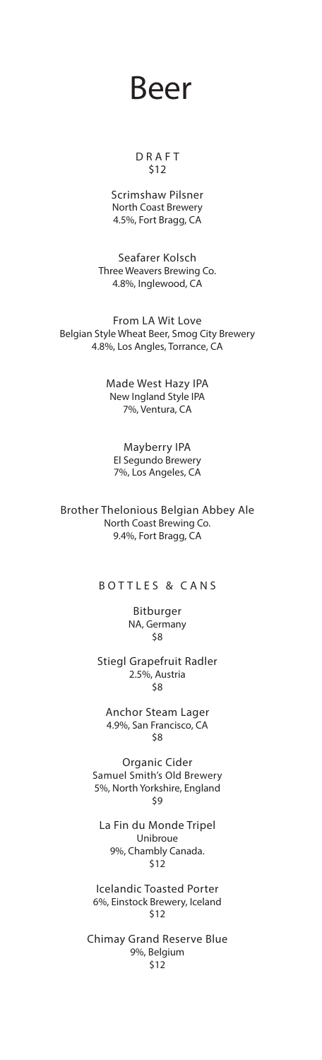# Beer

## DRAFT

$12

Scrimshaw Pilsner
North Coast Brewery
4.5%, Fort Bragg, CA

Seafarer Kolsch
Three Weavers Brewing Co.
4.8%, Inglewood, CA

From LA Wit Love
Belgian Style Wheat Beer, Smog City Brewery
4.8%, Los Angles, Torrance, CA

Made West Hazy IPA
New Ingland Style IPA
7%, Ventura, CA

Mayberry IPA
El Segundo Brewery
7%, Los Angeles, CA

Brother Thelonious Belgian Abbey Ale
North Coast Brewing Co.
9.4%, Fort Bragg, CA

## BOTTLES & CANS

Bitburger
NA, Germany
$8

Stiegl Grapefruit Radler
2.5%, Austria
$8

Anchor Steam Lager
4.9%, San Francisco, CA
$8

Organic Cider
Samuel Smith's Old Brewery
5%, North Yorkshire, England
$9

La Fin du Monde Tripel
Unibroue
9%, Chambly Canada.
$12

Icelandic Toasted Porter
6%, Einstock Brewery, Iceland
$12

Chimay Grand Reserve Blue
9%, Belgium
$12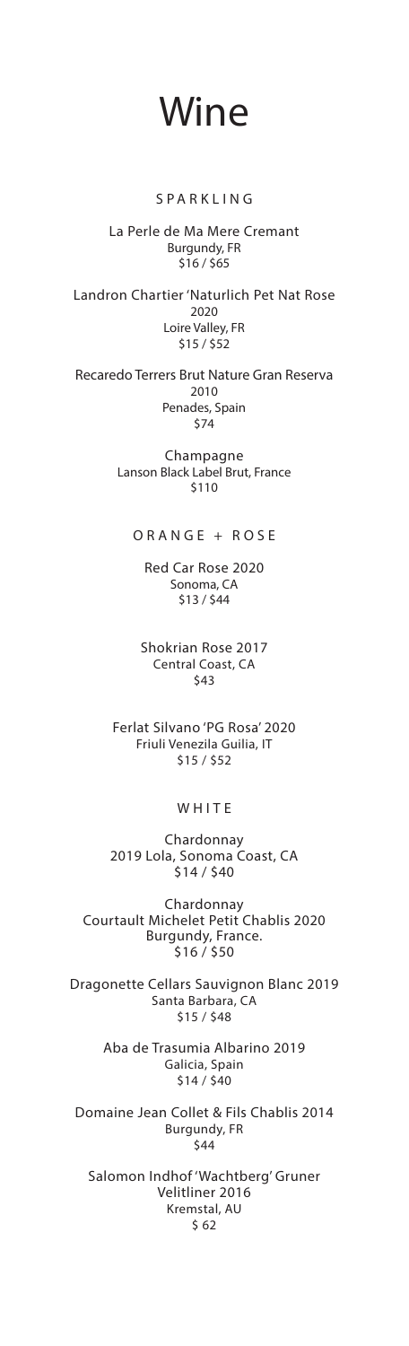# Wine

## SPARKLING

La Perle de Ma Mere Cremant
Burgundy, FR
$16 / $65

Landron Chartier 'Naturlich Pet Nat Rose
2020
Loire Valley, FR
$15 / $52

Recaredo Terrers Brut Nature Gran Reserva
2010
Penades, Spain
$74

Champagne
Lanson Black Label Brut, France
$110

## ORANGE + ROSE

Red Car Rose 2020
Sonoma, CA
$13 / $44

Shokrian Rose 2017
Central Coast, CA
$43

Ferlat Silvano 'PG Rosa' 2020
Friuli Venezila Guilia, IT
$15 / $52

## WHITE

Chardonnay
2019 Lola, Sonoma Coast, CA
$14 / $40

Chardonnay
Courtault Michelet Petit Chablis 2020
Burgundy, France.
$16 / $50

Dragonette Cellars Sauvignon Blanc 2019
Santa Barbara, CA
$15 / $48

Aba de Trasumia Albarino 2019
Galicia, Spain
$14 / $40

Domaine Jean Collet & Fils Chablis 2014
Burgundy, FR
$44

Salomon Indhof 'Wachtberg' Gruner
Velitliner 2016
Kremstal, AU
$ 62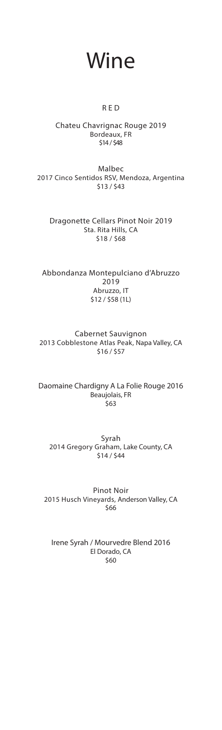# Wine

## RED

Chateu Chavrignac Rouge 2019
Bordeaux, FR
$14 / $48

Malbec
2017 Cinco Sentidos RSV, Mendoza, Argentina
$13 / $43

Dragonette Cellars Pinot Noir 2019
Sta. Rita Hills, CA
$18 / $68

Abbondanza Montepulciano d'Abruzzo 2019
Abruzzo, IT
$12 / $58 (1L)

Cabernet Sauvignon
2013 Cobblestone Atlas Peak, Napa Valley, CA
$16 / $57

Daomaine Chardigny A La Folie Rouge 2016
Beaujolais, FR
$63

Syrah
2014 Gregory Graham, Lake County, CA
$14 / $44

Pinot Noir
2015 Husch Vineyards, Anderson Valley, CA
$66

Irene Syrah / Mourvedre Blend 2016
El Dorado, CA
$60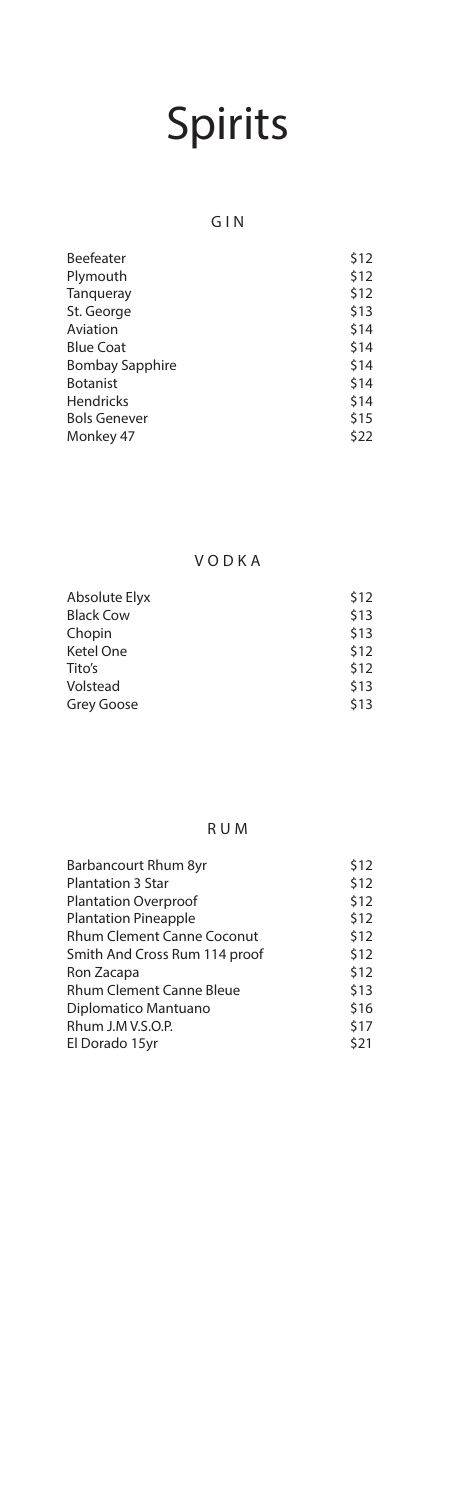# Spirits

## GIN

| | |
|---|---|
| Beefeater | $12 |
| Plymouth | $12 |
| Tanqueray | $12 |
| St. George | $13 |
| Aviation | $14 |
| Blue Coat | $14 |
| Bombay Sapphire | $14 |
| Botanist | $14 |
| Hendricks | $14 |
| Bols Genever | $15 |
| Monkey 47 | $22 |

## VODKA

| | |
|---|---|
| Absolute Elyx | $12 |
| Black Cow | $13 |
| Chopin | $13 |
| Ketel One | $12 |
| Tito's | $12 |
| Volstead | $13 |
| Grey Goose | $13 |

## RUM

| | |
|---|---|
| Barbancourt Rhum 8yr | $12 |
| Plantation 3 Star | $12 |
| Plantation Overproof | $12 |
| Plantation Pineapple | $12 |
| Rhum Clement Canne Coconut | $12 |
| Smith And Cross Rum 114 proof | $12 |
| Ron Zacapa | $12 |
| Rhum Clement Canne Bleue | $13 |
| Diplomatico Mantuano | $16 |
| Rhum J.M V.S.O.P. | $17 |
| El Dorado 15yr | $21 |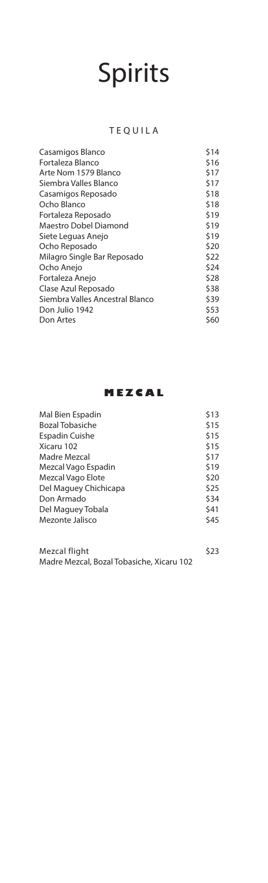# Spirits

## TEQUILA

| | |
|---|---|
| Casamigos Blanco | $14 |
| Fortaleza Blanco | $16 |
| Arte Nom 1579 Blanco | $17 |
| Siembra Valles Blanco | $17 |
| Casamigos Reposado | $18 |
| Ocho Blanco | $18 |
| Fortaleza Reposado | $19 |
| Maestro Dobel Diamond | $19 |
| Siete Leguas Anejo | $19 |
| Ocho Reposado | $20 |
| Milagro Single Bar Reposado | $22 |
| Ocho Anejo | $24 |
| Fortaleza Anejo | $28 |
| Clase Azul Reposado | $38 |
| Siembra Valles Ancestral Blanco | $39 |
| Don Julio 1942 | $53 |
| Don Artes | $60 |

## MEZCAL

| | |
|---|---|
| Mal Bien Espadin | $13 |
| Bozal Tobasiche | $15 |
| Espadin Cuishe | $15 |
| Xicaru 102 | $15 |
| Madre Mezcal | $17 |
| Mezcal Vago Espadin | $19 |
| Mezcal Vago Elote | $20 |
| Del Maguey Chichicapa | $25 |
| Don Armado | $34 |
| Del Maguey Tobala | $41 |
| Mezonte Jalisco | $45 |

Mezcal flight — $23
Madre Mezcal, Bozal Tobasiche, Xicaru 102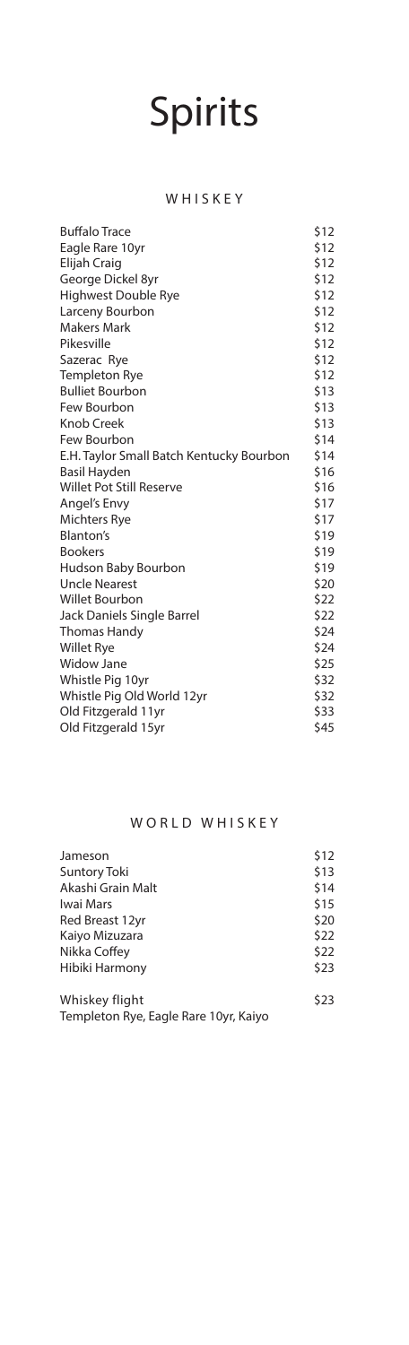# Spirits

## WHISKEY

| | |
|---|---|
| Buffalo Trace | $12 |
| Eagle Rare 10yr | $12 |
| Elijah Craig | $12 |
| George Dickel 8yr | $12 |
| Highwest Double Rye | $12 |
| Larceny Bourbon | $12 |
| Makers Mark | $12 |
| Pikesville | $12 |
| Sazerac Rye | $12 |
| Templeton Rye | $12 |
| Bulliet Bourbon | $13 |
| Few Bourbon | $13 |
| Knob Creek | $13 |
| Few Bourbon | $14 |
| E.H. Taylor Small Batch Kentucky Bourbon | $14 |
| Basil Hayden | $16 |
| Willet Pot Still Reserve | $16 |
| Angel's Envy | $17 |
| Michters Rye | $17 |
| Blanton's | $19 |
| Bookers | $19 |
| Hudson Baby Bourbon | $19 |
| Uncle Nearest | $20 |
| Willet Bourbon | $22 |
| Jack Daniels Single Barrel | $22 |
| Thomas Handy | $24 |
| Willet Rye | $24 |
| Widow Jane | $25 |
| Whistle Pig 10yr | $32 |
| Whistle Pig Old World 12yr | $32 |
| Old Fitzgerald 11yr | $33 |
| Old Fitzgerald 15yr | $45 |

## WORLD WHISKEY

| | |
|---|---|
| Jameson | $12 |
| Suntory Toki | $13 |
| Akashi Grain Malt | $14 |
| Iwai Mars | $15 |
| Red Breast 12yr | $20 |
| Kaiyo Mizuzara | $22 |
| Nikka Coffey | $22 |
| Hibiki Harmony | $23 |

Whiskey flight $23
Templeton Rye, Eagle Rare 10yr, Kaiyo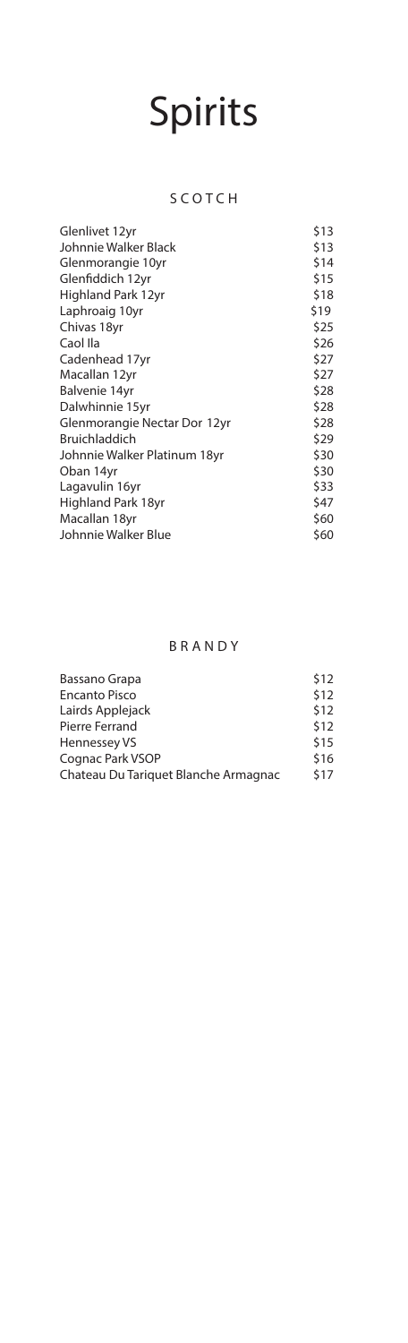# Spirits

## SCOTCH

| | |
|---|---|
| Glenlivet 12yr | \$13 |
| Johnnie Walker Black | \$13 |
| Glenmorangie 10yr | \$14 |
| Glenfiddich 12yr | \$15 |
| Highland Park 12yr | \$18 |
| Laphroaig 10yr | \$19 |
| Chivas 18yr | \$25 |
| Caol Ila | \$26 |
| Cadenhead 17yr | \$27 |
| Macallan 12yr | \$27 |
| Balvenie 14yr | \$28 |
| Dalwhinnie 15yr | \$28 |
| Glenmorangie Nectar Dor 12yr | \$28 |
| Bruichladdich | \$29 |
| Johnnie Walker Platinum 18yr | \$30 |
| Oban 14yr | \$30 |
| Lagavulin 16yr | \$33 |
| Highland Park 18yr | \$47 |
| Macallan 18yr | \$60 |
| Johnnie Walker Blue | \$60 |

## BRANDY

| | |
|---|---|
| Bassano Grapa | \$12 |
| Encanto Pisco | \$12 |
| Lairds Applejack | \$12 |
| Pierre Ferrand | \$12 |
| Hennessey VS | \$15 |
| Cognac Park VSOP | \$16 |
| Chateau Du Tariquet Blanche Armagnac | \$17 |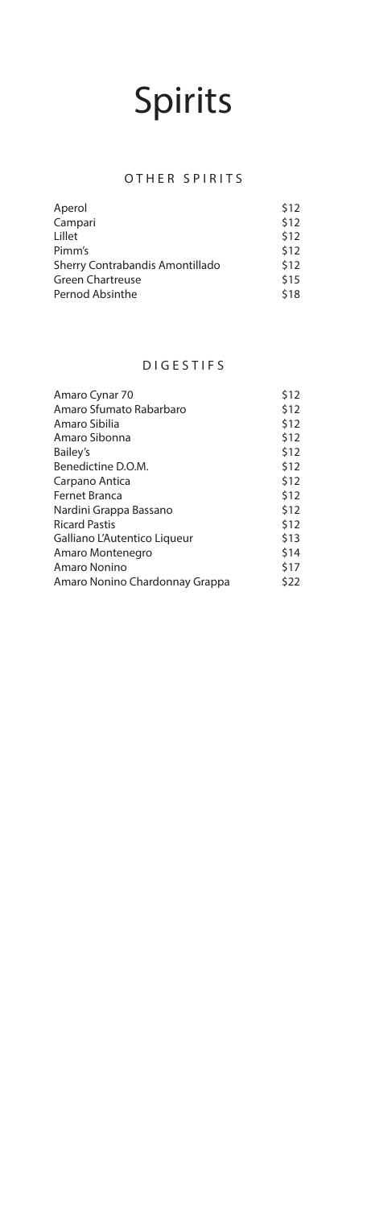# Spirits

## OTHER SPIRITS

| | |
|---|---|
| Aperol | $12 |
| Campari | $12 |
| Lillet | $12 |
| Pimm's | $12 |
| Sherry Contrabandis Amontillado | $12 |
| Green Chartreuse | $15 |
| Pernod Absinthe | $18 |

## DIGESTIFS

| | |
|---|---|
| Amaro Cynar 70 | $12 |
| Amaro Sfumato Rabarbaro | $12 |
| Amaro Sibilia | $12 |
| Amaro Sibonna | $12 |
| Bailey's | $12 |
| Benedictine D.O.M. | $12 |
| Carpano Antica | $12 |
| Fernet Branca | $12 |
| Nardini Grappa Bassano | $12 |
| Ricard Pastis | $12 |
| Galliano L'Autentico Liqueur | $13 |
| Amaro Montenegro | $14 |
| Amaro Nonino | $17 |
| Amaro Nonino Chardonnay Grappa | $22 |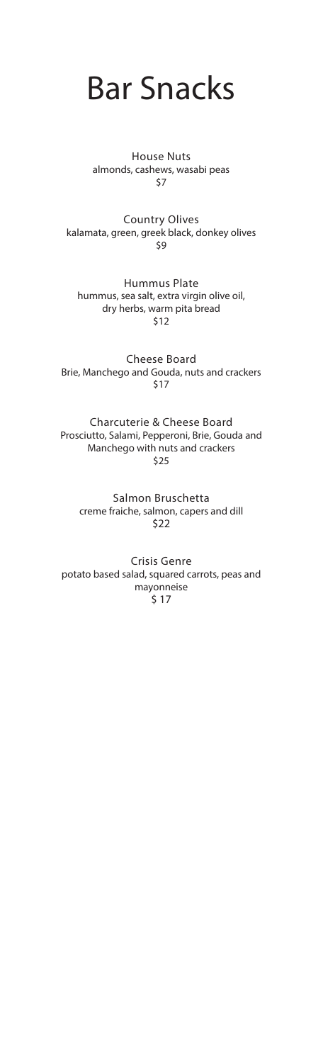# Bar Snacks

House Nuts
almonds, cashews, wasabi peas
$7

Country Olives
kalamata, green, greek black, donkey olives
$9

Hummus Plate
hummus, sea salt, extra virgin olive oil,
dry herbs, warm pita bread
$12

Cheese Board
Brie, Manchego and Gouda, nuts and crackers
$17

Charcuterie & Cheese Board
Prosciutto, Salami, Pepperoni, Brie, Gouda and
Manchego with nuts and crackers
$25

Salmon Bruschetta
creme fraiche, salmon, capers and dill
$22

Crisis Genre
potato based salad, squared carrots, peas and
mayonneise
$ 17